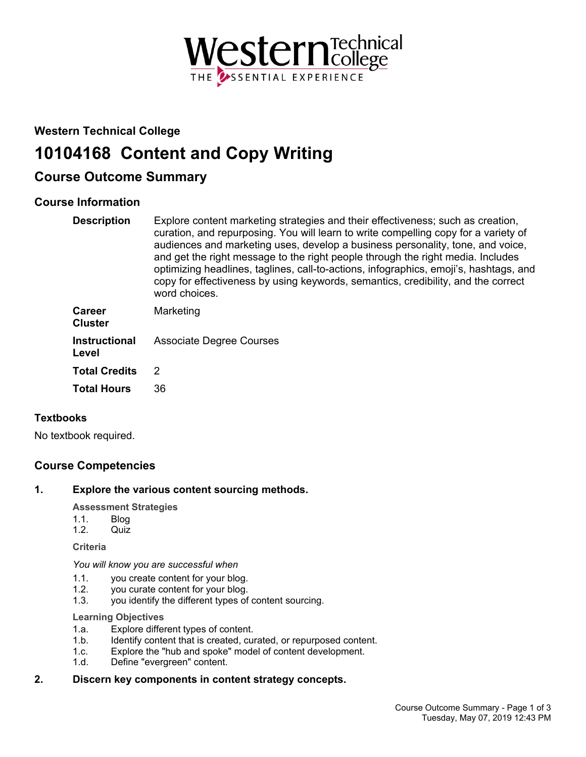**Western Technical College**

# 10104168 Content and Copy Writing

## Course Outcome Summary

### Course Information

| | |
|---|---|
| **Description** | Explore content marketing strategies and their effectiveness; such as creation, curation, and repurposing. You will learn to write compelling copy for a variety of audiences and marketing uses, develop a business personality, tone, and voice, and get the right message to the right people through the right media. Includes optimizing headlines, taglines, call-to-actions, infographics, emoji's, hashtags, and copy for effectiveness by using keywords, semantics, credibility, and the correct word choices. |
| **Career Cluster** | Marketing |
| **Instructional Level** | Associate Degree Courses |
| **Total Credits** | 2 |
| **Total Hours** | 36 |

### Textbooks

No textbook required.

### Course Competencies

**1. Explore the various content sourcing methods.**

**Assessment Strategies**

1.1. Blog
1.2. Quiz

**Criteria**

*You will know you are successful when*

1.1. you create content for your blog.
1.2. you curate content for your blog.
1.3. you identify the different types of content sourcing.

**Learning Objectives**

1.a. Explore different types of content.
1.b. Identify content that is created, curated, or repurposed content.
1.c. Explore the "hub and spoke" model of content development.
1.d. Define "evergreen" content.

**2. Discern key components in content strategy concepts.**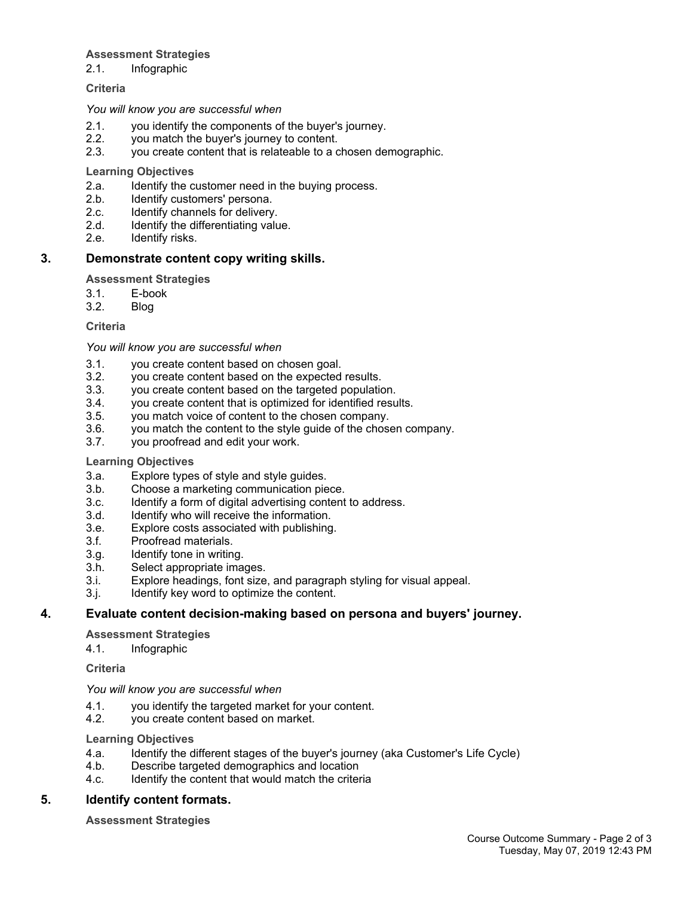**Assessment Strategies**

2.1. Infographic

**Criteria**

*You will know you are successful when*

2.1. you identify the components of the buyer's journey.
2.2. you match the buyer's journey to content.
2.3. you create content that is relateable to a chosen demographic.

**Learning Objectives**

2.a. Identify the customer need in the buying process.
2.b. Identify customers' persona.
2.c. Identify channels for delivery.
2.d. Identify the differentiating value.
2.e. Identify risks.

## 3. Demonstrate content copy writing skills.

**Assessment Strategies**

3.1. E-book
3.2. Blog

**Criteria**

*You will know you are successful when*

3.1. you create content based on chosen goal.
3.2. you create content based on the expected results.
3.3. you create content based on the targeted population.
3.4. you create content that is optimized for identified results.
3.5. you match voice of content to the chosen company.
3.6. you match the content to the style guide of the chosen company.
3.7. you proofread and edit your work.

**Learning Objectives**

3.a. Explore types of style and style guides.
3.b. Choose a marketing communication piece.
3.c. Identify a form of digital advertising content to address.
3.d. Identify who will receive the information.
3.e. Explore costs associated with publishing.
3.f. Proofread materials.
3.g. Identify tone in writing.
3.h. Select appropriate images.
3.i. Explore headings, font size, and paragraph styling for visual appeal.
3.j. Identify key word to optimize the content.

## 4. Evaluate content decision-making based on persona and buyers' journey.

**Assessment Strategies**

4.1. Infographic

**Criteria**

*You will know you are successful when*

4.1. you identify the targeted market for your content.
4.2. you create content based on market.

**Learning Objectives**

4.a. Identify the different stages of the buyer's journey (aka Customer's Life Cycle)
4.b. Describe targeted demographics and location
4.c. Identify the content that would match the criteria

## 5. Identify content formats.

**Assessment Strategies**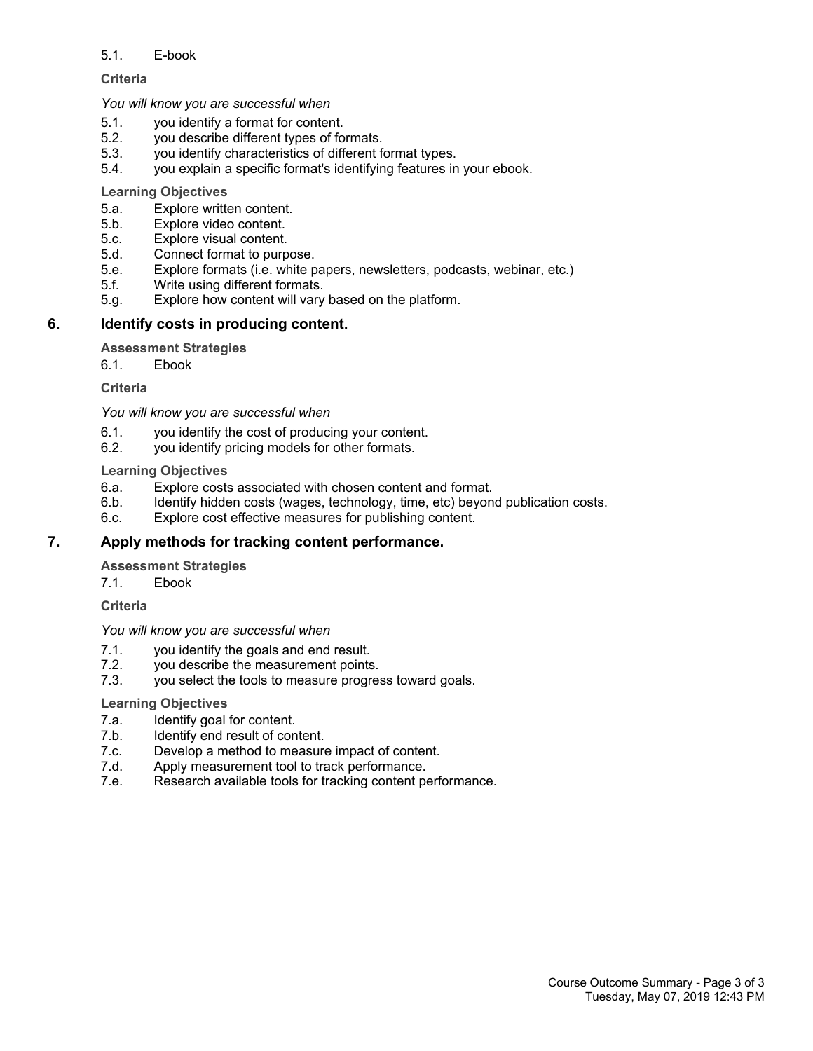5.1. E-book

**Criteria**

*You will know you are successful when*

5.1. you identify a format for content.
5.2. you describe different types of formats.
5.3. you identify characteristics of different format types.
5.4. you explain a specific format's identifying features in your ebook.

**Learning Objectives**

5.a. Explore written content.
5.b. Explore video content.
5.c. Explore visual content.
5.d. Connect format to purpose.
5.e. Explore formats (i.e. white papers, newsletters, podcasts, webinar, etc.)
5.f. Write using different formats.
5.g. Explore how content will vary based on the platform.

## 6. Identify costs in producing content.

**Assessment Strategies**

6.1. Ebook

**Criteria**

*You will know you are successful when*

6.1. you identify the cost of producing your content.
6.2. you identify pricing models for other formats.

**Learning Objectives**

6.a. Explore costs associated with chosen content and format.
6.b. Identify hidden costs (wages, technology, time, etc) beyond publication costs.
6.c. Explore cost effective measures for publishing content.

## 7. Apply methods for tracking content performance.

**Assessment Strategies**

7.1. Ebook

**Criteria**

*You will know you are successful when*

7.1. you identify the goals and end result.
7.2. you describe the measurement points.
7.3. you select the tools to measure progress toward goals.

**Learning Objectives**

7.a. Identify goal for content.
7.b. Identify end result of content.
7.c. Develop a method to measure impact of content.
7.d. Apply measurement tool to track performance.
7.e. Research available tools for tracking content performance.